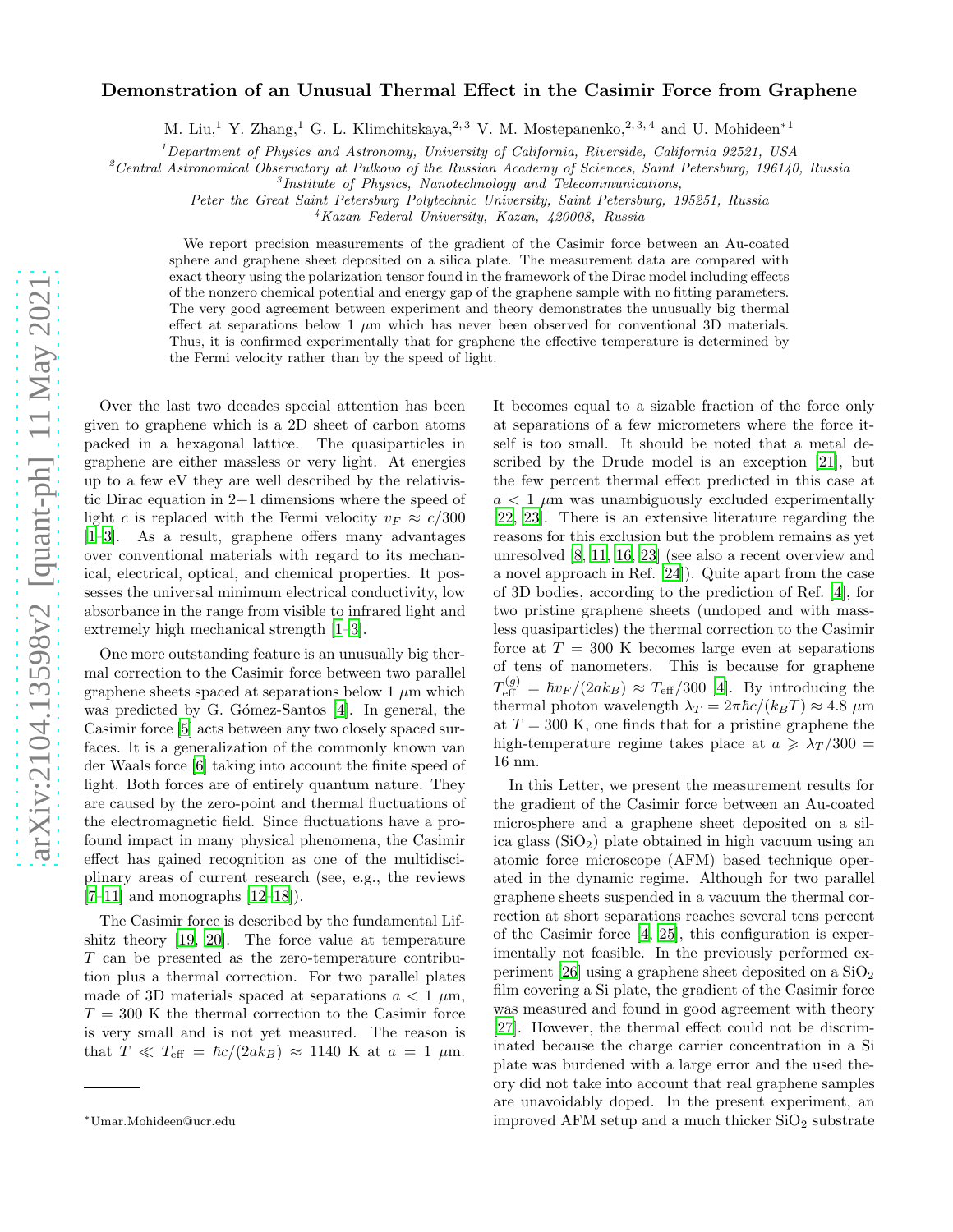# Demonstration of an Unusual Thermal Effect in the Casimir Force from Graphene

M. Liu,[1] Y. Zhang,[1] G. L. Klimchitskaya,[2,3] V. M. Mostepanenko,[2,3,4] and U. Mohideen*[1]

[1] Department of Physics and Astronomy, University of California, Riverside, California 92521, USA

[2] Central Astronomical Observatory at Pulkovo of the Russian Academy of Sciences, Saint Petersburg, 196140, Russia

[3] Institute of Physics, Nanotechnology and Telecommunications, Peter the Great Saint Petersburg Polytechnic University, Saint Petersburg, 195251, Russia

[4] Kazan Federal University, Kazan, 420008, Russia

We report precision measurements of the gradient of the Casimir force between an Au-coated sphere and graphene sheet deposited on a silica plate. The measurement data are compared with exact theory using the polarization tensor found in the framework of the Dirac model including effects of the nonzero chemical potential and energy gap of the graphene sample with no fitting parameters. The very good agreement between experiment and theory demonstrates the unusually big thermal effect at separations below 1 $\mu$m which has never been observed for conventional 3D materials. Thus, it is confirmed experimentally that for graphene the effective temperature is determined by the Fermi velocity rather than by the speed of light.

Over the last two decades special attention has been given to graphene which is a 2D sheet of carbon atoms packed in a hexagonal lattice. The quasiparticles in graphene are either massless or very light. At energies up to a few eV they are well described by the relativistic Dirac equation in 2+1 dimensions where the speed of light $c$ is replaced with the Fermi velocity $v_F \approx c/300$ [1–3]. As a result, graphene offers many advantages over conventional materials with regard to its mechanical, electrical, optical, and chemical properties. It possesses the universal minimum electrical conductivity, low absorbance in the range from visible to infrared light and extremely high mechanical strength [1–3].

One more outstanding feature is an unusually big thermal correction to the Casimir force between two parallel graphene sheets spaced at separations below 1 $\mu$m which was predicted by G. Gómez-Santos [4]. In general, the Casimir force [5] acts between any two closely spaced surfaces. It is a generalization of the commonly known van der Waals force [6] taking into account the finite speed of light. Both forces are of entirely quantum nature. They are caused by the zero-point and thermal fluctuations of the electromagnetic field. Since fluctuations have a profound impact in many physical phenomena, the Casimir effect has gained recognition as one of the multidisciplinary areas of current research (see, e.g., the reviews [7–11] and monographs [12–18]).

The Casimir force is described by the fundamental Lifshitz theory [19, 20]. The force value at temperature $T$ can be presented as the zero-temperature contribution plus a thermal correction. For two parallel plates made of 3D materials spaced at separations $a < 1$ $\mu$m, $T = 300$ K the thermal correction to the Casimir force is very small and is not yet measured. The reason is that $T \ll T_{\rm eff} = \hbar c/(2ak_B) \approx 1140$ K at $a = 1$ $\mu$m. It becomes equal to a sizable fraction of the force only at separations of a few micrometers where the force itself is too small. It should be noted that a metal described by the Drude model is an exception [21], but the few percent thermal effect predicted in this case at $a < 1$ $\mu$m was unambiguously excluded experimentally [22, 23]. There is an extensive literature regarding the reasons for this exclusion but the problem remains as yet unresolved [8, 11, 16, 23] (see also a recent overview and a novel approach in Ref. [24]). Quite apart from the case of 3D bodies, according to the prediction of Ref. [4], for two pristine graphene sheets (undoped and with massless quasiparticles) the thermal correction to the Casimir force at $T = 300$ K becomes large even at separations of tens of nanometers. This is because for graphene $T_{\rm eff}^{(g)} = \hbar v_F/(2ak_B) \approx T_{\rm eff}/300$ [4]. By introducing the thermal photon wavelength $\lambda_T = 2\pi\hbar c/(k_BT) \approx 4.8$ $\mu$m at $T = 300$ K, one finds that for a pristine graphene the high-temperature regime takes place at $a \geqslant \lambda_T/300 = 16$ nm.

In this Letter, we present the measurement results for the gradient of the Casimir force between an Au-coated microsphere and a graphene sheet deposited on a silica glass ($SiO_2$) plate obtained in high vacuum using an atomic force microscope (AFM) based technique operated in the dynamic regime. Although for two parallel graphene sheets suspended in a vacuum the thermal correction at short separations reaches several tens percent of the Casimir force [4, 25], this configuration is experimentally not feasible. In the previously performed experiment [26] using a graphene sheet deposited on a $SiO_2$ film covering a Si plate, the gradient of the Casimir force was measured and found in good agreement with theory [27]. However, the thermal effect could not be discriminated because the charge carrier concentration in a Si plate was burdened with a large error and the used theory did not take into account that real graphene samples are unavoidably doped. In the present experiment, an improved AFM setup and a much thicker $SiO_2$ substrate

*Umar.Mohideen@ucr.edu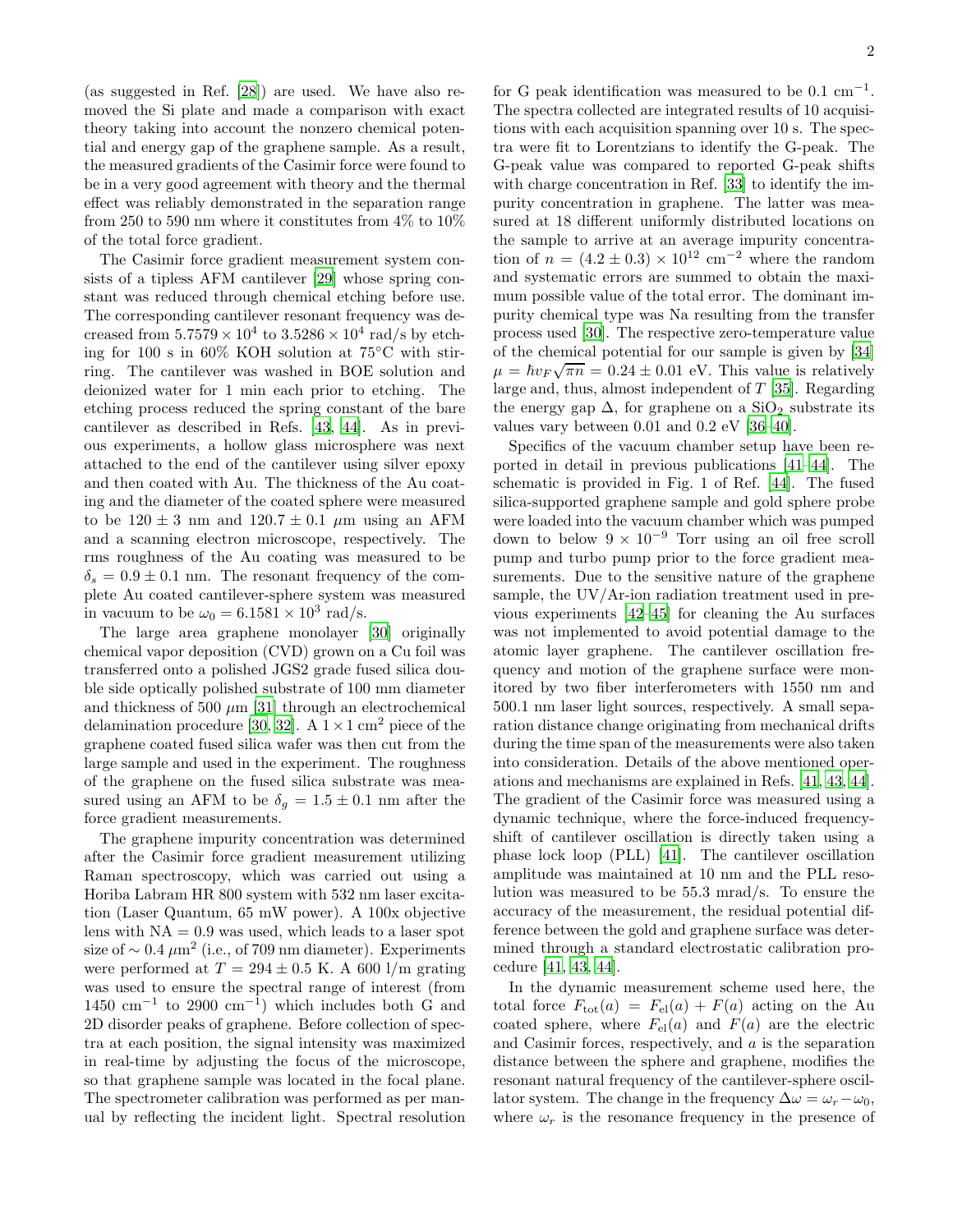(as suggested in Ref. [28]) are used. We have also removed the Si plate and made a comparison with exact theory taking into account the nonzero chemical potential and energy gap of the graphene sample. As a result, the measured gradients of the Casimir force were found to be in a very good agreement with theory and the thermal effect was reliably demonstrated in the separation range from 250 to 590 nm where it constitutes from 4% to 10% of the total force gradient.

The Casimir force gradient measurement system consists of a tipless AFM cantilever [29] whose spring constant was reduced through chemical etching before use. The corresponding cantilever resonant frequency was decreased from $5.7579 \times 10^4$ to $3.5286 \times 10^4$ rad/s by etching for 100 s in 60% KOH solution at 75°C with stirring. The cantilever was washed in BOE solution and deionized water for 1 min each prior to etching. The etching process reduced the spring constant of the bare cantilever as described in Refs. [43, 44]. As in previous experiments, a hollow glass microsphere was next attached to the end of the cantilever using silver epoxy and then coated with Au. The thickness of the Au coating and the diameter of the coated sphere were measured to be $120 \pm 3$ nm and $120.7 \pm 0.1$ $\mu$m using an AFM and a scanning electron microscope, respectively. The rms roughness of the Au coating was measured to be $\delta_s = 0.9 \pm 0.1$ nm. The resonant frequency of the complete Au coated cantilever-sphere system was measured in vacuum to be $\omega_0 = 6.1581 \times 10^3$ rad/s.

The large area graphene monolayer [30] originally chemical vapor deposition (CVD) grown on a Cu foil was transferred onto a polished JGS2 grade fused silica double side optically polished substrate of 100 mm diameter and thickness of 500 $\mu$m [31] through an electrochemical delamination procedure [30, 32]. A $1 \times 1$ cm$^2$ piece of the graphene coated fused silica wafer was then cut from the large sample and used in the experiment. The roughness of the graphene on the fused silica substrate was measured using an AFM to be $\delta_g = 1.5 \pm 0.1$ nm after the force gradient measurements.

The graphene impurity concentration was determined after the Casimir force gradient measurement utilizing Raman spectroscopy, which was carried out using a Horiba Labram HR 800 system with 532 nm laser excitation (Laser Quantum, 65 mW power). A 100x objective lens with NA = 0.9 was used, which leads to a laser spot size of $\sim 0.4$ $\mu$m$^2$ (i.e., of 709 nm diameter). Experiments were performed at $T = 294 \pm 0.5$ K. A 600 l/m grating was used to ensure the spectral range of interest (from 1450 cm$^{-1}$ to 2900 cm$^{-1}$) which includes both G and 2D disorder peaks of graphene. Before collection of spectra at each position, the signal intensity was maximized in real-time by adjusting the focus of the microscope, so that graphene sample was located in the focal plane. The spectrometer calibration was performed as per manual by reflecting the incident light. Spectral resolution for G peak identification was measured to be 0.1 cm$^{-1}$. The spectra collected are integrated results of 10 acquisitions with each acquisition spanning over 10 s. The spectra were fit to Lorentzians to identify the G-peak. The G-peak value was compared to reported G-peak shifts with charge concentration in Ref. [33] to identify the impurity concentration in graphene. The latter was measured at 18 different uniformly distributed locations on the sample to arrive at an average impurity concentration of $n = (4.2 \pm 0.3) \times 10^{12}$ cm$^{-2}$ where the random and systematic errors are summed to obtain the maximum possible value of the total error. The dominant impurity chemical type was Na resulting from the transfer process used [30]. The respective zero-temperature value of the chemical potential for our sample is given by [34] $\mu = \hbar v_F \sqrt{\pi n} = 0.24 \pm 0.01$ eV. This value is relatively large and, thus, almost independent of $T$ [35]. Regarding the energy gap $\Delta$, for graphene on a $SiO_2$ substrate its values vary between 0.01 and 0.2 eV [36–40].

Specifics of the vacuum chamber setup have been reported in detail in previous publications [41–44]. The schematic is provided in Fig. 1 of Ref. [44]. The fused silica-supported graphene sample and gold sphere probe were loaded into the vacuum chamber which was pumped down to below $9 \times 10^{-9}$ Torr using an oil free scroll pump and turbo pump prior to the force gradient measurements. Due to the sensitive nature of the graphene sample, the UV/Ar-ion radiation treatment used in previous experiments [42–45] for cleaning the Au surfaces was not implemented to avoid potential damage to the atomic layer graphene. The cantilever oscillation frequency and motion of the graphene surface were monitored by two fiber interferometers with 1550 nm and 500.1 nm laser light sources, respectively. A small separation distance change originating from mechanical drifts during the time span of the measurements were also taken into consideration. Details of the above mentioned operations and mechanisms are explained in Refs. [41, 43, 44]. The gradient of the Casimir force was measured using a dynamic technique, where the force-induced frequency-shift of cantilever oscillation is directly taken using a phase lock loop (PLL) [41]. The cantilever oscillation amplitude was maintained at 10 nm and the PLL resolution was measured to be 55.3 mrad/s. To ensure the accuracy of the measurement, the residual potential difference between the gold and graphene surface was determined through a standard electrostatic calibration procedure [41, 43, 44].

In the dynamic measurement scheme used here, the total force $F_{\rm tot}(a) = F_{\rm el}(a) + F(a)$ acting on the Au coated sphere, where $F_{\rm el}(a)$ and $F(a)$ are the electric and Casimir forces, respectively, and $a$ is the separation distance between the sphere and graphene, modifies the resonant natural frequency of the cantilever-sphere oscillator system. The change in the frequency $\Delta\omega = \omega_r - \omega_0$, where $\omega_r$ is the resonance frequency in the presence of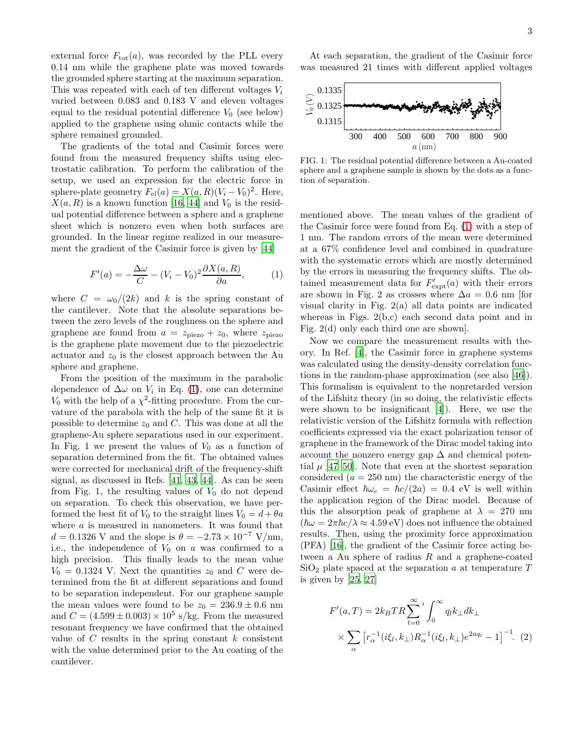external force $F_{\rm tot}(a)$, was recorded by the PLL every 0.14 nm while the graphene plate was moved towards the grounded sphere starting at the maximum separation. This was repeated with each of ten different voltages $V_i$ varied between 0.083 and 0.183 V and eleven voltages equal to the residual potential difference $V_0$ (see below) applied to the graphene using ohmic contacts while the sphere remained grounded.

The gradients of the total and Casimir forces were found from the measured frequency shifts using electrostatic calibration. To perform the calibration of the setup, we used an expression for the electric force in sphere-plate geometry $F_{\rm el}(a) = X(a,R)(V_i - V_0)^2$. Here, $X(a,R)$ is a known function [16, 44] and $V_0$ is the residual potential difference between a sphere and a graphene sheet which is nonzero even when both surfaces are grounded. In the linear regime realized in our measurement the gradient of the Casimir force is given by [44]

$$F'(a) = -\frac{\Delta\omega}{C} - (V_i - V_0)^2 \frac{\partial X(a,R)}{\partial a}, \qquad (1)$$

where $C = \omega_0/(2k)$ and $k$ is the spring constant of the cantilever. Note that the absolute separations between the zero levels of the roughness on the sphere and graphene are found from $a = z_{\rm piezo} + z_0$, where $z_{\rm piezo}$ is the graphene plate movement due to the piezoelectric actuator and $z_0$ is the closest approach between the Au sphere and graphene.

From the position of the maximum in the parabolic dependence of $\Delta\omega$ on $V_i$ in Eq. (1), one can determine $V_0$ with the help of a $\chi^2$-fitting procedure. From the curvature of the parabola with the help of the same fit it is possible to determine $z_0$ and $C$. This was done at all the graphene-Au sphere separations used in our experiment. In Fig. 1 we present the values of $V_0$ as a function of separation determined from the fit. The obtained values were corrected for mechanical drift of the frequency-shift signal, as discussed in Refs. [41, 43, 44]. As can be seen from Fig. 1, the resulting values of $V_0$ do not depend on separation. To check this observation, we have performed the best fit of $V_0$ to the straight lines $V_0 = d + \theta a$ where $a$ is measured in nanometers. It was found that $d = 0.1326$ V and the slope is $\theta = -2.73 \times 10^{-7}$ V/nm, i.e., the independence of $V_0$ on $a$ was confirmed to a high precision. This finally leads to the mean value $V_0 = 0.1324$ V. Next the quantities $z_0$ and $C$ were determined from the fit at different separations and found to be separation independent. For our graphene sample the mean values were found to be $z_0 = 236.9 \pm 0.6$ nm and $C = (4.599 \pm 0.003) \times 10^5$ s/kg. From the measured resonant frequency we have confirmed that the obtained value of $C$ results in the spring constant $k$ consistent with the value determined prior to the Au coating of the cantilever.

At each separation, the gradient of the Casimir force was measured 21 times with different applied voltages mentioned above. The mean values of the gradient of the Casimir force were found from Eq. (1) with a step of 1 nm. The random errors of the mean were determined at a 67% confidence level and combined in quadrature with the systematic errors which are mostly determined by the errors in measuring the frequency shifts. The obtained measurement data for $F'_{\rm expt}(a)$ with their errors are shown in Fig. 2 as crosses where $\Delta a = 0.6$ nm [for visual clarity in Fig. 2(a) all data points are indicated whereas in Figs. 2(b,c) each second data point and in Fig. 2(d) only each third one are shown].

FIG. 1: The residual potential difference between a Au-coated sphere and a graphene sample is shown by the dots as a function of separation.

Now we compare the measurement results with theory. In Ref. [4], the Casimir force in graphene systems was calculated using the density-density correlation functions in the random-phase approximation (see also [46]). This formalism is equivalent to the nonretarded version of the Lifshitz theory (in so doing, the relativistic effects were shown to be insignificant [4]). Here, we use the relativistic version of the Lifshitz formula with reflection coefficients expressed via the exact polarization tensor of graphene in the framework of the Dirac model taking into account the nonzero energy gap $\Delta$ and chemical potential $\mu$ [47–50]. Note that even at the shortest separation considered ($a = 250$ nm) the characteristic energy of the Casimir effect $\hbar\omega_c = \hbar c/(2a) = 0.4$ eV is well within the application region of the Dirac model. Because of this the absorption peak of graphene at $\lambda = 270$ nm ($\hbar\omega = 2\pi\hbar c/\lambda \approx 4.59$ eV) does not influence the obtained results. Then, using the proximity force approximation (PFA) [16], the gradient of the Casimir force acting between a Au sphere of radius $R$ and a graphene-coated $SiO_2$ plate spaced at the separation $a$ at temperature $T$ is given by [25, 27]

$$F'(a,T) = 2k_BTR{\sum_{l=0}^{\infty}}{}' \int_0^{\infty} q_l k_\perp dk_\perp \times \sum_{\alpha} \left[ r_{\alpha}^{-1}(i\xi_l, k_\perp) R_{\alpha}^{-1}(i\xi_l, k_\perp) e^{2aq_l} - 1 \right]^{-1}. \qquad (2)$$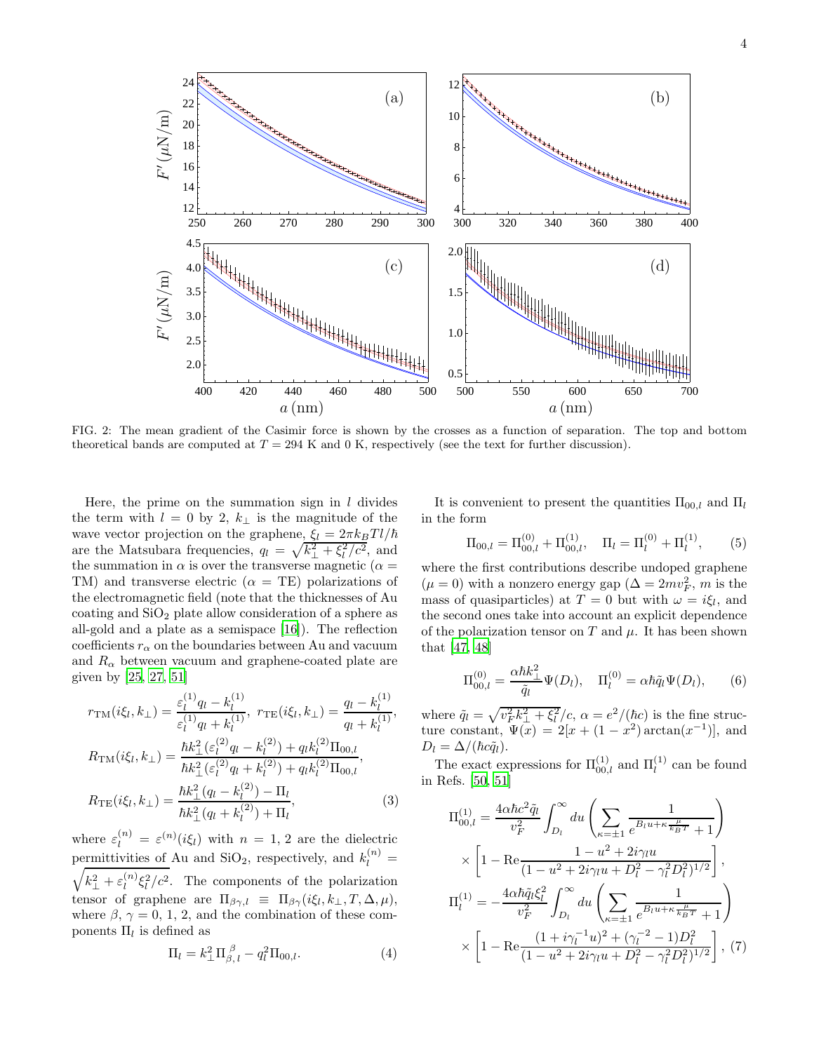FIG. 2: The mean gradient of the Casimir force is shown by the crosses as a function of separation. The top and bottom theoretical bands are computed at $T = 294$ K and 0 K, respectively (see the text for further discussion).

Here, the prime on the summation sign in $l$ divides the term with $l = 0$ by 2, $k_\perp$ is the magnitude of the wave vector projection on the graphene, $\xi_l = 2\pi k_B T l/\hbar$ are the Matsubara frequencies, $q_l = \sqrt{k_\perp^2 + \xi_l^2/c^2}$, and the summation in $\alpha$ is over the transverse magnetic ($\alpha$ = TM) and transverse electric ($\alpha$ = TE) polarizations of the electromagnetic field (note that the thicknesses of Au coating and $SiO_2$ plate allow consideration of a sphere as all-gold and a plate as a semispace [16]). The reflection coefficients $r_\alpha$ on the boundaries between Au and vacuum and $R_\alpha$ between vacuum and graphene-coated plate are given by [25, 27, 51]

$$
\begin{aligned}
r_{\rm TM}(i\xi_l, k_\perp) &= \frac{\varepsilon_l^{(1)} q_l - k_l^{(1)}}{\varepsilon_l^{(1)} q_l + k_l^{(1)}}, \;\; r_{\rm TE}(i\xi_l, k_\perp) = \frac{q_l - k_l^{(1)}}{q_l + k_l^{(1)}}, \\
R_{\rm TM}(i\xi_l, k_\perp) &= \frac{\hbar k_\perp^2(\varepsilon_l^{(2)} q_l - k_l^{(2)}) + q_l k_l^{(2)} \Pi_{00,l}}{\hbar k_\perp^2(\varepsilon_l^{(2)} q_l + k_l^{(2)}) + q_l k_l^{(2)} \Pi_{00,l}}, \\
R_{\rm TE}(i\xi_l, k_\perp) &= \frac{\hbar k_\perp^2(q_l - k_l^{(2)}) - \Pi_l}{\hbar k_\perp^2(q_l + k_l^{(2)}) + \Pi_l},
\end{aligned}
\tag{3}
$$

where $\varepsilon_l^{(n)} = \varepsilon^{(n)}(i\xi_l)$ with $n = 1, 2$ are the dielectric permittivities of Au and $SiO_2$, respectively, and $k_l^{(n)} = \sqrt{k_\perp^2 + \varepsilon_l^{(n)} \xi_l^2/c^2}$. The components of the polarization tensor of graphene are $\Pi_{\beta\gamma,l} \equiv \Pi_{\beta\gamma}(i\xi_l, k_\perp, T, \Delta, \mu)$, where $\beta, \gamma = 0, 1, 2$, and the combination of these components $\Pi_l$ is defined as

$$
\Pi_l = k_\perp^2 \Pi_{\beta,\, l}^{\,\beta} - q_l^2 \Pi_{00,l}. \tag{4}
$$

It is convenient to present the quantities $\Pi_{00,l}$ and $\Pi_l$ in the form

$$
\Pi_{00,l} = \Pi_{00,l}^{(0)} + \Pi_{00,l}^{(1)}, \quad \Pi_l = \Pi_l^{(0)} + \Pi_l^{(1)}, \tag{5}
$$

where the first contributions describe undoped graphene ($\mu = 0$) with a nonzero energy gap ($\Delta = 2mv_F^2$, $m$ is the mass of quasiparticles) at $T = 0$ but with $\omega = i\xi_l$, and the second ones take into account an explicit dependence of the polarization tensor on $T$ and $\mu$. It has been shown that [47, 48]

$$
\Pi_{00,l}^{(0)} = \frac{\alpha \hbar k_\perp^2}{\tilde{q}_l} \Psi(D_l), \quad \Pi_l^{(0)} = \alpha \hbar \tilde{q}_l \Psi(D_l), \tag{6}
$$

where $\tilde{q}_l = \sqrt{v_F^2 k_\perp^2 + \xi_l^2}/c$, $\alpha = e^2/(\hbar c)$ is the fine structure constant, $\Psi(x) = 2[x + (1 - x^2)\arctan(x^{-1})]$, and $D_l = \Delta/(\hbar c \tilde{q}_l)$.

The exact expressions for $\Pi_{00,l}^{(1)}$ and $\Pi_l^{(1)}$ can be found in Refs. [50, 51]

$$
\begin{aligned}
\Pi_{00,l}^{(1)} &= \frac{4\alpha\hbar c^2 \tilde{q}_l}{v_F^2} \int_{D_l}^{\infty} du \left( \sum_{\kappa=\pm 1} \frac{1}{e^{B_l u + \kappa \frac{\mu}{k_B T}} + 1} \right) \\
&\times \left[ 1 - {\rm Re} \frac{1 - u^2 + 2i\gamma_l u}{(1 - u^2 + 2i\gamma_l u + D_l^2 - \gamma_l^2 D_l^2)^{1/2}} \right], \\
\Pi_l^{(1)} &= -\frac{4\alpha\hbar \tilde{q}_l \xi_l^2}{v_F^2} \int_{D_l}^{\infty} du \left( \sum_{\kappa=\pm 1} \frac{1}{e^{B_l u + \kappa \frac{\mu}{k_B T}} + 1} \right) \\
&\times \left[ 1 - {\rm Re} \frac{(1 + i\gamma_l^{-1} u)^2 + (\gamma_l^{-2} - 1) D_l^2}{(1 - u^2 + 2i\gamma_l u + D_l^2 - \gamma_l^2 D_l^2)^{1/2}} \right],
\end{aligned}
\tag{7}
$$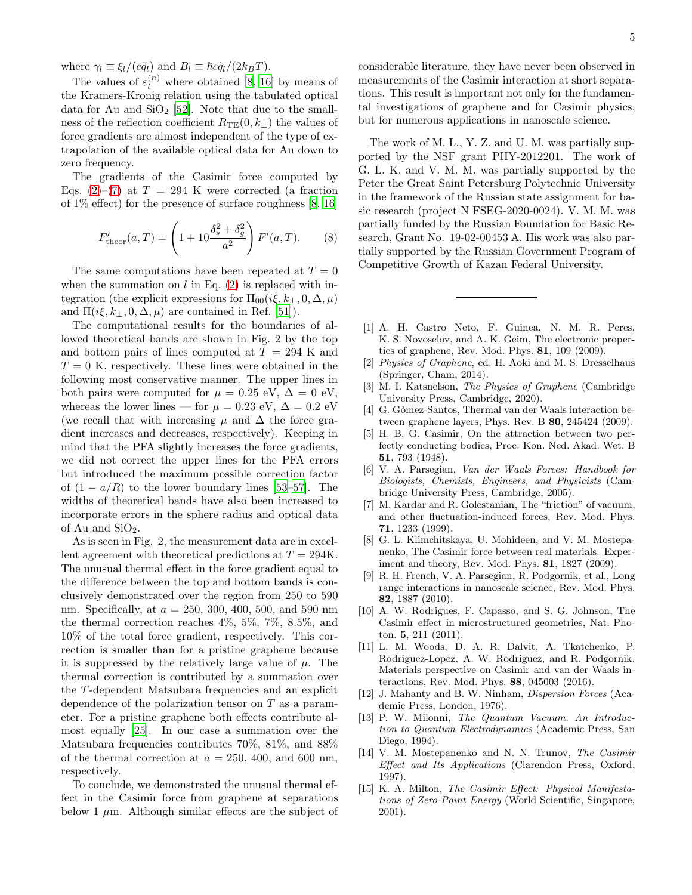where $\gamma_l \equiv \xi_l/(c\tilde{q}_l)$ and $B_l \equiv \hbar c\tilde{q}_l/(2k_BT)$.

The values of $\varepsilon_l^{(n)}$ where obtained [8, 16] by means of the Kramers-Kronig relation using the tabulated optical data for Au and $SiO_2$ [52]. Note that due to the smallness of the reflection coefficient $R_{\rm TE}(0,k_\perp)$ the values of force gradients are almost independent of the type of extrapolation of the available optical data for Au down to zero frequency.

The gradients of the Casimir force computed by Eqs. (2)–(7) at $T = 294$ K were corrected (a fraction of 1% effect) for the presence of surface roughness [8, 16]

$$F'_{\rm theor}(a,T) = \left(1 + 10\frac{\delta_s^2 + \delta_g^2}{a^2}\right) F'(a,T). \qquad (8)$$

The same computations have been repeated at $T = 0$ when the summation on $l$ in Eq. (2) is replaced with integration (the explicit expressions for $\Pi_{00}(i\xi,k_\perp,0,\Delta,\mu)$ and $\Pi(i\xi,k_\perp,0,\Delta,\mu)$ are contained in Ref. [51]).

The computational results for the boundaries of allowed theoretical bands are shown in Fig. 2 by the top and bottom pairs of lines computed at $T = 294$ K and $T = 0$ K, respectively. These lines were obtained in the following most conservative manner. The upper lines in both pairs were computed for $\mu = 0.25$ eV, $\Delta = 0$ eV, whereas the lower lines — for $\mu = 0.23$ eV, $\Delta = 0.2$ eV (we recall that with increasing $\mu$ and $\Delta$ the force gradient increases and decreases, respectively). Keeping in mind that the PFA slightly increases the force gradients, we did not correct the upper lines for the PFA errors but introduced the maximum possible correction factor of $(1 - a/R)$ to the lower boundary lines [53–57]. The widths of theoretical bands have also been increased to incorporate errors in the sphere radius and optical data of Au and $SiO_2$.

As is seen in Fig. 2, the measurement data are in excellent agreement with theoretical predictions at $T = 294$K. The unusual thermal effect in the force gradient equal to the difference between the top and bottom bands is conclusively demonstrated over the region from 250 to 590 nm. Specifically, at $a = 250$, 300, 400, 500, and 590 nm the thermal correction reaches 4%, 5%, 7%, 8.5%, and 10% of the total force gradient, respectively. This correction is smaller than for a pristine graphene because it is suppressed by the relatively large value of $\mu$. The thermal correction is contributed by a summation over the $T$-dependent Matsubara frequencies and an explicit dependence of the polarization tensor on $T$ as a parameter. For a pristine graphene both effects contribute almost equally [25]. In our case a summation over the Matsubara frequencies contributes 70%, 81%, and 88% of the thermal correction at $a = 250$, 400, and 600 nm, respectively.

To conclude, we demonstrated the unusual thermal effect in the Casimir force from graphene at separations below 1 $\mu$m. Although similar effects are the subject of considerable literature, they have never been observed in measurements of the Casimir interaction at short separations. This result is important not only for the fundamental investigations of graphene and for Casimir physics, but for numerous applications in nanoscale science.

The work of M. L., Y. Z. and U. M. was partially supported by the NSF grant PHY-2012201. The work of G. L. K. and V. M. M. was partially supported by the Peter the Great Saint Petersburg Polytechnic University in the framework of the Russian state assignment for basic research (project N FSEG-2020-0024). V. M. M. was partially funded by the Russian Foundation for Basic Research, Grant No. 19-02-00453 A. His work was also partially supported by the Russian Government Program of Competitive Growth of Kazan Federal University.

---

[1] A. H. Castro Neto, F. Guinea, N. M. R. Peres, K. S. Novoselov, and A. K. Geim, The electronic properties of graphene, Rev. Mod. Phys. **81**, 109 (2009).

[2] *Physics of Graphene*, ed. H. Aoki and M. S. Dresselhaus (Springer, Cham, 2014).

[3] M. I. Katsnelson, *The Physics of Graphene* (Cambridge University Press, Cambridge, 2020).

[4] G. Gómez-Santos, Thermal van der Waals interaction between graphene layers, Phys. Rev. B **80**, 245424 (2009).

[5] H. B. G. Casimir, On the attraction between two perfectly conducting bodies, Proc. Kon. Ned. Akad. Wet. B **51**, 793 (1948).

[6] V. A. Parsegian, *Van der Waals Forces: Handbook for Biologists, Chemists, Engineers, and Physicists* (Cambridge University Press, Cambridge, 2005).

[7] M. Kardar and R. Golestanian, The "friction" of vacuum, and other fluctuation-induced forces, Rev. Mod. Phys. **71**, 1233 (1999).

[8] G. L. Klimchitskaya, U. Mohideen, and V. M. Mostepanenko, The Casimir force between real materials: Experiment and theory, Rev. Mod. Phys. **81**, 1827 (2009).

[9] R. H. French, V. A. Parsegian, R. Podgornik, et al., Long range interactions in nanoscale science, Rev. Mod. Phys. **82**, 1887 (2010).

[10] A. W. Rodrigues, F. Capasso, and S. G. Johnson, The Casimir effect in microstructured geometries, Nat. Photon. **5**, 211 (2011).

[11] L. M. Woods, D. A. R. Dalvit, A. Tkatchenko, P. Rodriguez-Lopez, A. W. Rodriguez, and R. Podgornik, Materials perspective on Casimir and van der Waals interactions, Rev. Mod. Phys. **88**, 045003 (2016).

[12] J. Mahanty and B. W. Ninham, *Dispersion Forces* (Academic Press, London, 1976).

[13] P. W. Milonni, *The Quantum Vacuum. An Introduction to Quantum Electrodynamics* (Academic Press, San Diego, 1994).

[14] V. M. Mostepanenko and N. N. Trunov, *The Casimir Effect and Its Applications* (Clarendon Press, Oxford, 1997).

[15] K. A. Milton, *The Casimir Effect: Physical Manifestations of Zero-Point Energy* (World Scientific, Singapore, 2001).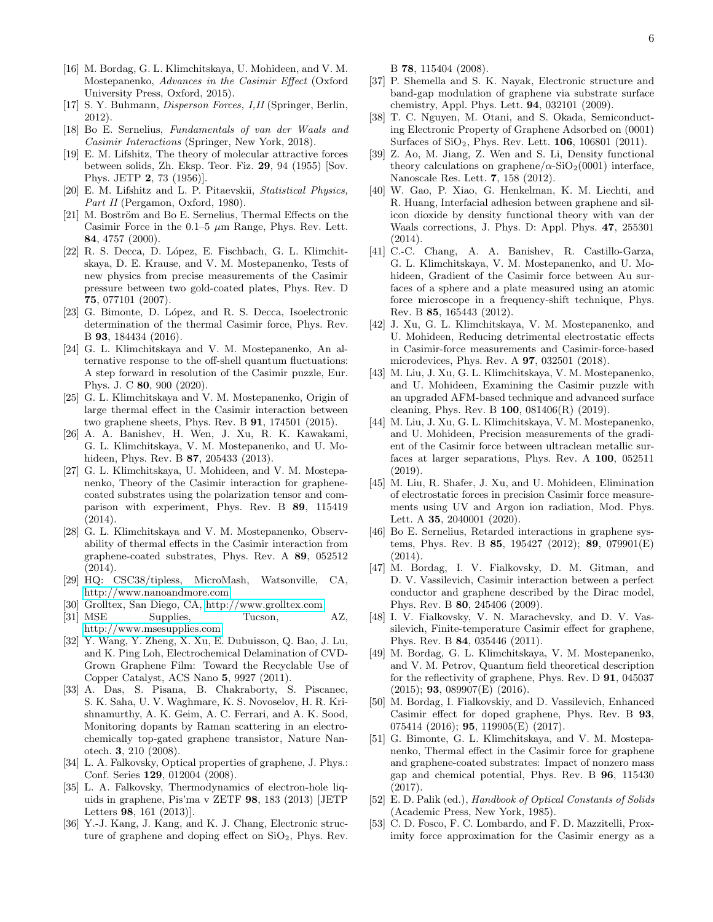[16] M. Bordag, G. L. Klimchitskaya, U. Mohideen, and V. M. Mostepanenko, *Advances in the Casimir Effect* (Oxford University Press, Oxford, 2015).

[17] S. Y. Buhmann, *Disperson Forces, I,II* (Springer, Berlin, 2012).

[18] Bo E. Sernelius, *Fundamentals of van der Waals and Casimir Interactions* (Springer, New York, 2018).

[19] E. M. Lifshitz, The theory of molecular attractive forces between solids, Zh. Eksp. Teor. Fiz. **29**, 94 (1955) [Sov. Phys. JETP **2**, 73 (1956)].

[20] E. M. Lifshitz and L. P. Pitaevskii, *Statistical Physics, Part II* (Pergamon, Oxford, 1980).

[21] M. Boström and Bo E. Sernelius, Thermal Effects on the Casimir Force in the 0.1–5 $\mu$m Range, Phys. Rev. Lett. **84**, 4757 (2000).

[22] R. S. Decca, D. López, E. Fischbach, G. L. Klimchitskaya, D. E. Krause, and V. M. Mostepanenko, Tests of new physics from precise measurements of the Casimir pressure between two gold-coated plates, Phys. Rev. D **75**, 077101 (2007).

[23] G. Bimonte, D. López, and R. S. Decca, Isoelectronic determination of the thermal Casimir force, Phys. Rev. B **93**, 184434 (2016).

[24] G. L. Klimchitskaya and V. M. Mostepanenko, An alternative response to the off-shell quantum fluctuations: A step forward in resolution of the Casimir puzzle, Eur. Phys. J. C **80**, 900 (2020).

[25] G. L. Klimchitskaya and V. M. Mostepanenko, Origin of large thermal effect in the Casimir interaction between two graphene sheets, Phys. Rev. B **91**, 174501 (2015).

[26] A. A. Banishev, H. Wen, J. Xu, R. K. Kawakami, G. L. Klimchitskaya, V. M. Mostepanenko, and U. Mohideen, Phys. Rev. B **87**, 205433 (2013).

[27] G. L. Klimchitskaya, U. Mohideen, and V. M. Mostepanenko, Theory of the Casimir interaction for graphene-coated substrates using the polarization tensor and comparison with experiment, Phys. Rev. B **89**, 115419 (2014).

[28] G. L. Klimchitskaya and V. M. Mostepanenko, Observability of thermal effects in the Casimir interaction from graphene-coated substrates, Phys. Rev. A **89**, 052512 (2014).

[29] HQ: CSC38/tipless, MicroMash, Watsonville, CA, http://www.nanoandmore.com

[30] Grolltex, San Diego, CA, http://www.grolltex.com

[31] MSE Supplies, Tucson, AZ, http://www.msesupplies.com

[32] Y. Wang, Y. Zheng, X. Xu, E. Dubuisson, Q. Bao, J. Lu, and K. Ping Loh, Electrochemical Delamination of CVD-Grown Graphene Film: Toward the Recyclable Use of Copper Catalyst, ACS Nano **5**, 9927 (2011).

[33] A. Das, S. Pisana, B. Chakraborty, S. Piscanec, S. K. Saha, U. V. Waghmare, K. S. Novoselov, H. R. Krishnamurthy, A. K. Geim, A. C. Ferrari, and A. K. Sood, Monitoring dopants by Raman scattering in an electrochemically top-gated graphene transistor, Nature Nanotech. **3**, 210 (2008).

[34] L. A. Falkovsky, Optical properties of graphene, J. Phys.: Conf. Series **129**, 012004 (2008).

[35] L. A. Falkovsky, Thermodynamics of electron-hole liquids in graphene, Pis'ma v ZETF **98**, 183 (2013) [JETP Letters **98**, 161 (2013)].

[36] Y.-J. Kang, J. Kang, and K. J. Chang, Electronic structure of graphene and doping effect on $SiO_2$, Phys. Rev. B **78**, 115404 (2008).

[37] P. Shemella and S. K. Nayak, Electronic structure and band-gap modulation of graphene via substrate surface chemistry, Appl. Phys. Lett. **94**, 032101 (2009).

[38] T. C. Nguyen, M. Otani, and S. Okada, Semiconducting Electronic Property of Graphene Adsorbed on (0001) Surfaces of $SiO_2$, Phys. Rev. Lett. **106**, 106801 (2011).

[39] Z. Ao, M. Jiang, Z. Wen and S. Li, Density functional theory calculations on graphene/$\alpha$-$SiO_2$(0001) interface, Nanoscale Res. Lett. **7**, 158 (2012).

[40] W. Gao, P. Xiao, G. Henkelman, K. M. Liechti, and R. Huang, Interfacial adhesion between graphene and silicon dioxide by density functional theory with van der Waals corrections, J. Phys. D: Appl. Phys. **47**, 255301 (2014).

[41] C.-C. Chang, A. A. Banishev, R. Castillo-Garza, G. L. Klimchitskaya, V. M. Mostepanenko, and U. Mohideen, Gradient of the Casimir force between Au surfaces of a sphere and a plate measured using an atomic force microscope in a frequency-shift technique, Phys. Rev. B **85**, 165443 (2012).

[42] J. Xu, G. L. Klimchitskaya, V. M. Mostepanenko, and U. Mohideen, Reducing detrimental electrostatic effects in Casimir-force measurements and Casimir-force-based microdevices, Phys. Rev. A **97**, 032501 (2018).

[43] M. Liu, J. Xu, G. L. Klimchitskaya, V. M. Mostepanenko, and U. Mohideen, Examining the Casimir puzzle with an upgraded AFM-based technique and advanced surface cleaning, Phys. Rev. B **100**, 081406(R) (2019).

[44] M. Liu, J. Xu, G. L. Klimchitskaya, V. M. Mostepanenko, and U. Mohideen, Precision measurements of the gradient of the Casimir force between ultraclean metallic surfaces at larger separations, Phys. Rev. A **100**, 052511 (2019).

[45] M. Liu, R. Shafer, J. Xu, and U. Mohideen, Elimination of electrostatic forces in precision Casimir force measurements using UV and Argon ion radiation, Mod. Phys. Lett. A **35**, 2040001 (2020).

[46] Bo E. Sernelius, Retarded interactions in graphene systems, Phys. Rev. B **85**, 195427 (2012); **89**, 079901(E) (2014).

[47] M. Bordag, I. V. Fialkovsky, D. M. Gitman, and D. V. Vassilevich, Casimir interaction between a perfect conductor and graphene described by the Dirac model, Phys. Rev. B **80**, 245406 (2009).

[48] I. V. Fialkovsky, V. N. Marachevsky, and D. V. Vassilevich, Finite-temperature Casimir effect for graphene, Phys. Rev. B **84**, 035446 (2011).

[49] M. Bordag, G. L. Klimchitskaya, V. M. Mostepanenko, and V. M. Petrov, Quantum field theoretical description for the reflectivity of graphene, Phys. Rev. D **91**, 045037 (2015); **93**, 089907(E) (2016).

[50] M. Bordag, I. Fialkovskiy, and D. Vassilevich, Enhanced Casimir effect for doped graphene, Phys. Rev. B **93**, 075414 (2016); **95**, 119905(E) (2017).

[51] G. Bimonte, G. L. Klimchitskaya, and V. M. Mostepanenko, Thermal effect in the Casimir force for graphene and graphene-coated substrates: Impact of nonzero mass gap and chemical potential, Phys. Rev. B **96**, 115430 (2017).

[52] E. D. Palik (ed.), *Handbook of Optical Constants of Solids* (Academic Press, New York, 1985).

[53] C. D. Fosco, F. C. Lombardo, and F. D. Mazzitelli, Proximity force approximation for the Casimir energy as a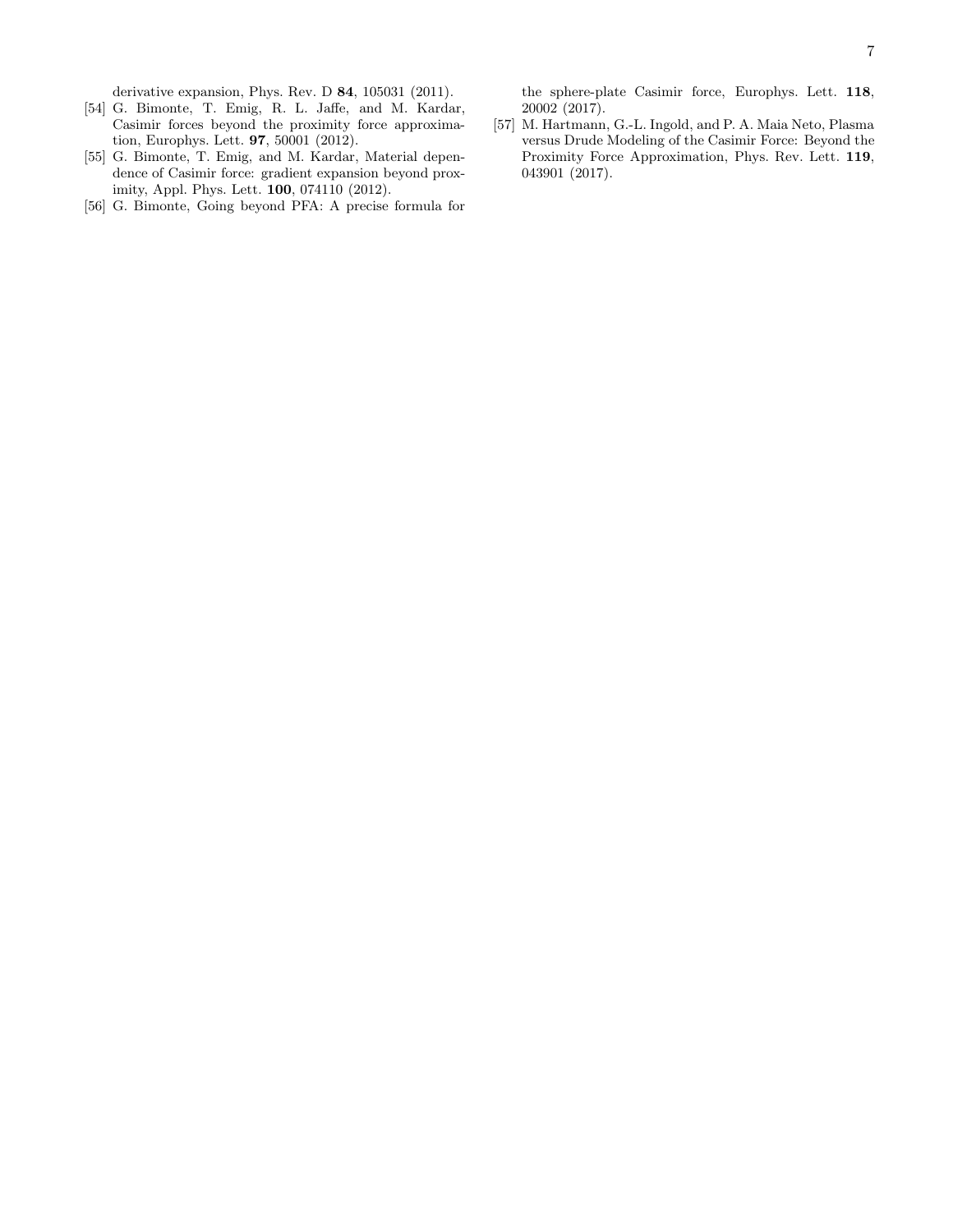derivative expansion, Phys. Rev. D **84**, 105031 (2011).

[54] G. Bimonte, T. Emig, R. L. Jaffe, and M. Kardar, Casimir forces beyond the proximity force approximation, Europhys. Lett. **97**, 50001 (2012).

[55] G. Bimonte, T. Emig, and M. Kardar, Material dependence of Casimir force: gradient expansion beyond proximity, Appl. Phys. Lett. **100**, 074110 (2012).

[56] G. Bimonte, Going beyond PFA: A precise formula for the sphere-plate Casimir force, Europhys. Lett. **118**, 20002 (2017).

[57] M. Hartmann, G.-L. Ingold, and P. A. Maia Neto, Plasma versus Drude Modeling of the Casimir Force: Beyond the Proximity Force Approximation, Phys. Rev. Lett. **119**, 043901 (2017).